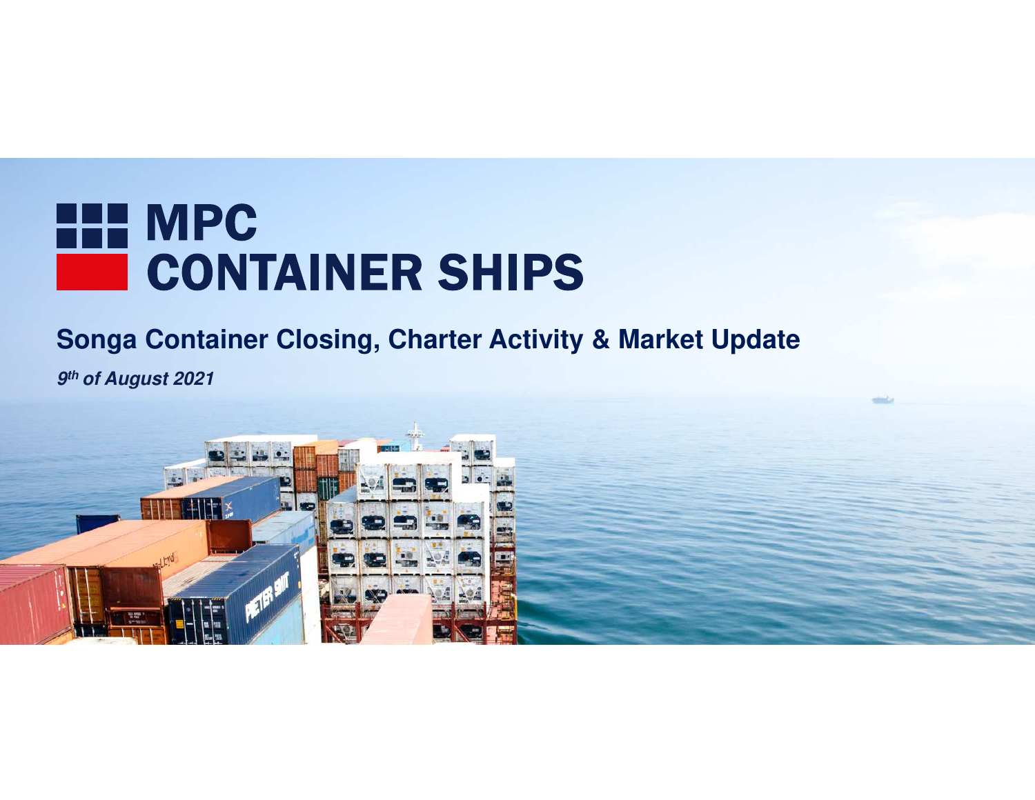# MPC CONTAINER SHIPS

## Songa Container Closing, Charter Activity & Market Update

***9th of August 2021***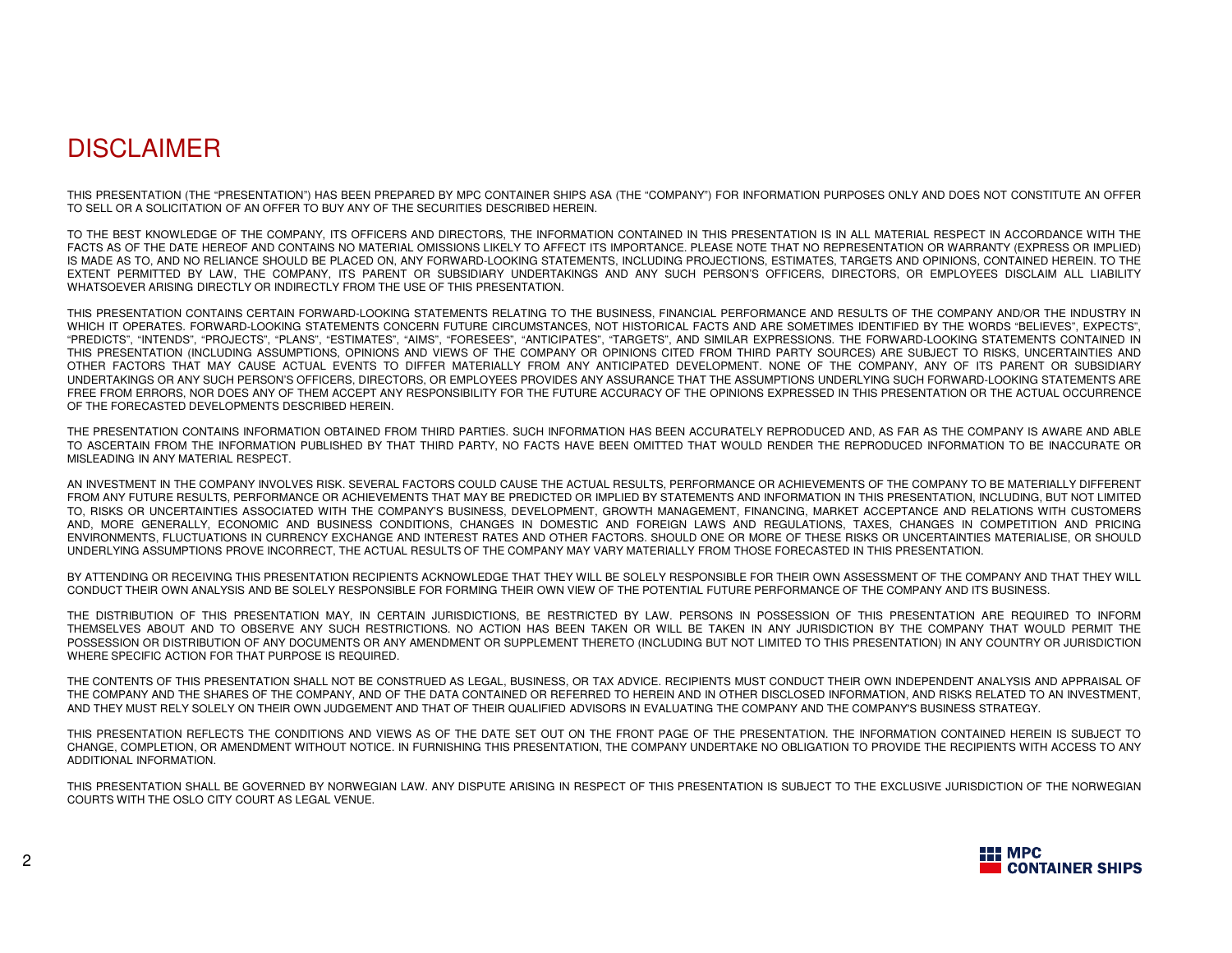# DISCLAIMER

THIS PRESENTATION (THE "PRESENTATION") HAS BEEN PREPARED BY MPC CONTAINER SHIPS ASA (THE "COMPANY") FOR INFORMATION PURPOSES ONLY AND DOES NOT CONSTITUTE AN OFFER TO SELL OR A SOLICITATION OF AN OFFER TO BUY ANY OF THE SECURITIES DESCRIBED HEREIN.

TO THE BEST KNOWLEDGE OF THE COMPANY, ITS OFFICERS AND DIRECTORS, THE INFORMATION CONTAINED IN THIS PRESENTATION IS IN ALL MATERIAL RESPECT IN ACCORDANCE WITH THE FACTS AS OF THE DATE HEREOF AND CONTAINS NO MATERIAL OMISSIONS LIKELY TO AFFECT ITS IMPORTANCE. PLEASE NOTE THAT NO REPRESENTATION OR WARRANTY (EXPRESS OR IMPLIED) IS MADE AS TO, AND NO RELIANCE SHOULD BE PLACED ON, ANY FORWARD-LOOKING STATEMENTS, INCLUDING PROJECTIONS, ESTIMATES, TARGETS AND OPINIONS, CONTAINED HEREIN. TO THE EXTENT PERMITTED BY LAW, THE COMPANY, ITS PARENT OR SUBSIDIARY UNDERTAKINGS AND ANY SUCH PERSON'S OFFICERS, DIRECTORS, OR EMPLOYEES DISCLAIM ALL LIABILITY WHATSOEVER ARISING DIRECTLY OR INDIRECTLY FROM THE USE OF THIS PRESENTATION.

THIS PRESENTATION CONTAINS CERTAIN FORWARD-LOOKING STATEMENTS RELATING TO THE BUSINESS, FINANCIAL PERFORMANCE AND RESULTS OF THE COMPANY AND/OR THE INDUSTRY IN WHICH IT OPERATES. FORWARD-LOOKING STATEMENTS CONCERN FUTURE CIRCUMSTANCES, NOT HISTORICAL FACTS AND ARE SOMETIMES IDENTIFIED BY THE WORDS "BELIEVES", EXPECTS", "PREDICTS", "INTENDS", "PROJECTS", "PLANS", "ESTIMATES", "AIMS", "FORESEES", "ANTICIPATES", "TARGETS", AND SIMILAR EXPRESSIONS. THE FORWARD-LOOKING STATEMENTS CONTAINED IN THIS PRESENTATION (INCLUDING ASSUMPTIONS, OPINIONS AND VIEWS OF THE COMPANY OR OPINIONS CITED FROM THIRD PARTY SOURCES) ARE SUBJECT TO RISKS, UNCERTAINTIES AND OTHER FACTORS THAT MAY CAUSE ACTUAL EVENTS TO DIFFER MATERIALLY FROM ANY ANTICIPATED DEVELOPMENT. NONE OF THE COMPANY, ANY OF ITS PARENT OR SUBSIDIARY UNDERTAKINGS OR ANY SUCH PERSON'S OFFICERS, DIRECTORS, OR EMPLOYEES PROVIDES ANY ASSURANCE THAT THE ASSUMPTIONS UNDERLYING SUCH FORWARD-LOOKING STATEMENTS ARE FREE FROM ERRORS, NOR DOES ANY OF THEM ACCEPT ANY RESPONSIBILITY FOR THE FUTURE ACCURACY OF THE OPINIONS EXPRESSED IN THIS PRESENTATION OR THE ACTUAL OCCURRENCE OF THE FORECASTED DEVELOPMENTS DESCRIBED HEREIN.

THE PRESENTATION CONTAINS INFORMATION OBTAINED FROM THIRD PARTIES. SUCH INFORMATION HAS BEEN ACCURATELY REPRODUCED AND, AS FAR AS THE COMPANY IS AWARE AND ABLE TO ASCERTAIN FROM THE INFORMATION PUBLISHED BY THAT THIRD PARTY, NO FACTS HAVE BEEN OMITTED THAT WOULD RENDER THE REPRODUCED INFORMATION TO BE INACCURATE OR MISLEADING IN ANY MATERIAL RESPECT.

AN INVESTMENT IN THE COMPANY INVOLVES RISK. SEVERAL FACTORS COULD CAUSE THE ACTUAL RESULTS, PERFORMANCE OR ACHIEVEMENTS OF THE COMPANY TO BE MATERIALLY DIFFERENT FROM ANY FUTURE RESULTS, PERFORMANCE OR ACHIEVEMENTS THAT MAY BE PREDICTED OR IMPLIED BY STATEMENTS AND INFORMATION IN THIS PRESENTATION, INCLUDING, BUT NOT LIMITED TO, RISKS OR UNCERTAINTIES ASSOCIATED WITH THE COMPANY'S BUSINESS, DEVELOPMENT, GROWTH MANAGEMENT, FINANCING, MARKET ACCEPTANCE AND RELATIONS WITH CUSTOMERS AND, MORE GENERALLY, ECONOMIC AND BUSINESS CONDITIONS, CHANGES IN DOMESTIC AND FOREIGN LAWS AND REGULATIONS, TAXES, CHANGES IN COMPETITION AND PRICING ENVIRONMENTS, FLUCTUATIONS IN CURRENCY EXCHANGE AND INTEREST RATES AND OTHER FACTORS. SHOULD ONE OR MORE OF THESE RISKS OR UNCERTAINTIES MATERIALISE, OR SHOULD UNDERLYING ASSUMPTIONS PROVE INCORRECT, THE ACTUAL RESULTS OF THE COMPANY MAY VARY MATERIALLY FROM THOSE FORECASTED IN THIS PRESENTATION.

BY ATTENDING OR RECEIVING THIS PRESENTATION RECIPIENTS ACKNOWLEDGE THAT THEY WILL BE SOLELY RESPONSIBLE FOR THEIR OWN ASSESSMENT OF THE COMPANY AND THAT THEY WILL CONDUCT THEIR OWN ANALYSIS AND BE SOLELY RESPONSIBLE FOR FORMING THEIR OWN VIEW OF THE POTENTIAL FUTURE PERFORMANCE OF THE COMPANY AND ITS BUSINESS.

THE DISTRIBUTION OF THIS PRESENTATION MAY, IN CERTAIN JURISDICTIONS, BE RESTRICTED BY LAW. PERSONS IN POSSESSION OF THIS PRESENTATION ARE REQUIRED TO INFORM THEMSELVES ABOUT AND TO OBSERVE ANY SUCH RESTRICTIONS. NO ACTION HAS BEEN TAKEN OR WILL BE TAKEN IN ANY JURISDICTION BY THE COMPANY THAT WOULD PERMIT THE POSSESSION OR DISTRIBUTION OF ANY DOCUMENTS OR ANY AMENDMENT OR SUPPLEMENT THERETO (INCLUDING BUT NOT LIMITED TO THIS PRESENTATION) IN ANY COUNTRY OR JURISDICTION WHERE SPECIFIC ACTION FOR THAT PURPOSE IS REQUIRED.

THE CONTENTS OF THIS PRESENTATION SHALL NOT BE CONSTRUED AS LEGAL, BUSINESS, OR TAX ADVICE. RECIPIENTS MUST CONDUCT THEIR OWN INDEPENDENT ANALYSIS AND APPRAISAL OF THE COMPANY AND THE SHARES OF THE COMPANY, AND OF THE DATA CONTAINED OR REFERRED TO HEREIN AND IN OTHER DISCLOSED INFORMATION, AND RISKS RELATED TO AN INVESTMENT, AND THEY MUST RELY SOLELY ON THEIR OWN JUDGEMENT AND THAT OF THEIR QUALIFIED ADVISORS IN EVALUATING THE COMPANY AND THE COMPANY'S BUSINESS STRATEGY.

THIS PRESENTATION REFLECTS THE CONDITIONS AND VIEWS AS OF THE DATE SET OUT ON THE FRONT PAGE OF THE PRESENTATION. THE INFORMATION CONTAINED HEREIN IS SUBJECT TO CHANGE, COMPLETION, OR AMENDMENT WITHOUT NOTICE. IN FURNISHING THIS PRESENTATION, THE COMPANY UNDERTAKE NO OBLIGATION TO PROVIDE THE RECIPIENTS WITH ACCESS TO ANY ADDITIONAL INFORMATION.

THIS PRESENTATION SHALL BE GOVERNED BY NORWEGIAN LAW. ANY DISPUTE ARISING IN RESPECT OF THIS PRESENTATION IS SUBJECT TO THE EXCLUSIVE JURISDICTION OF THE NORWEGIAN COURTS WITH THE OSLO CITY COURT AS LEGAL VENUE.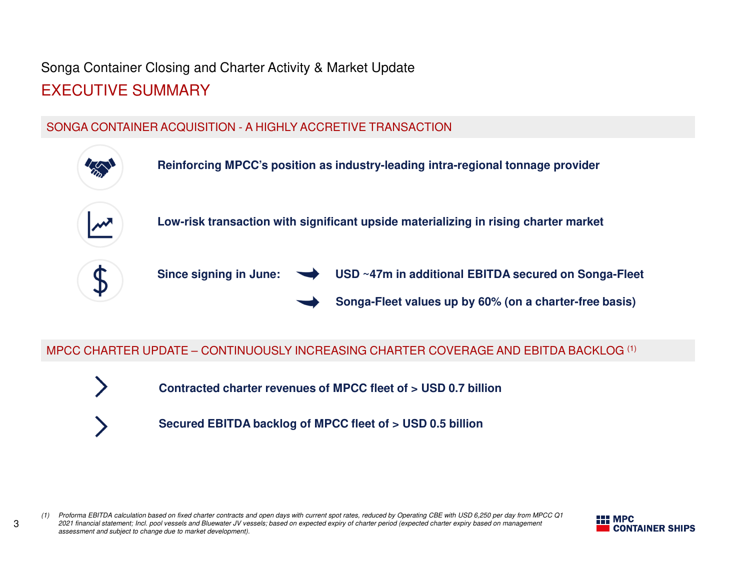Songa Container Closing and Charter Activity & Market Update

# EXECUTIVE SUMMARY

## SONGA CONTAINER ACQUISITION - A HIGHLY ACCRETIVE TRANSACTION

**Reinforcing MPCC's position as industry-leading intra-regional tonnage provider**

**Low-risk transaction with significant upside materializing in rising charter market**

**Since signing in June:**

- **USD ~47m in additional EBITDA secured on Songa-Fleet**
- **Songa-Fleet values up by 60% (on a charter-free basis)**

## MPCC CHARTER UPDATE – CONTINUOUSLY INCREASING CHARTER COVERAGE AND EBITDA BACKLOG [1]

- **Contracted charter revenues of MPCC fleet of > USD 0.7 billion**
- **Secured EBITDA backlog of MPCC fleet of > USD 0.5 billion**

*(1) Proforma EBITDA calculation based on fixed charter contracts and open days with current spot rates, reduced by Operating CBE with USD 6,250 per day from MPCC Q1 2021 financial statement; Incl. pool vessels and Bluewater JV vessels; based on expected expiry of charter period (expected charter expiry based on management assessment and subject to change due to market development).*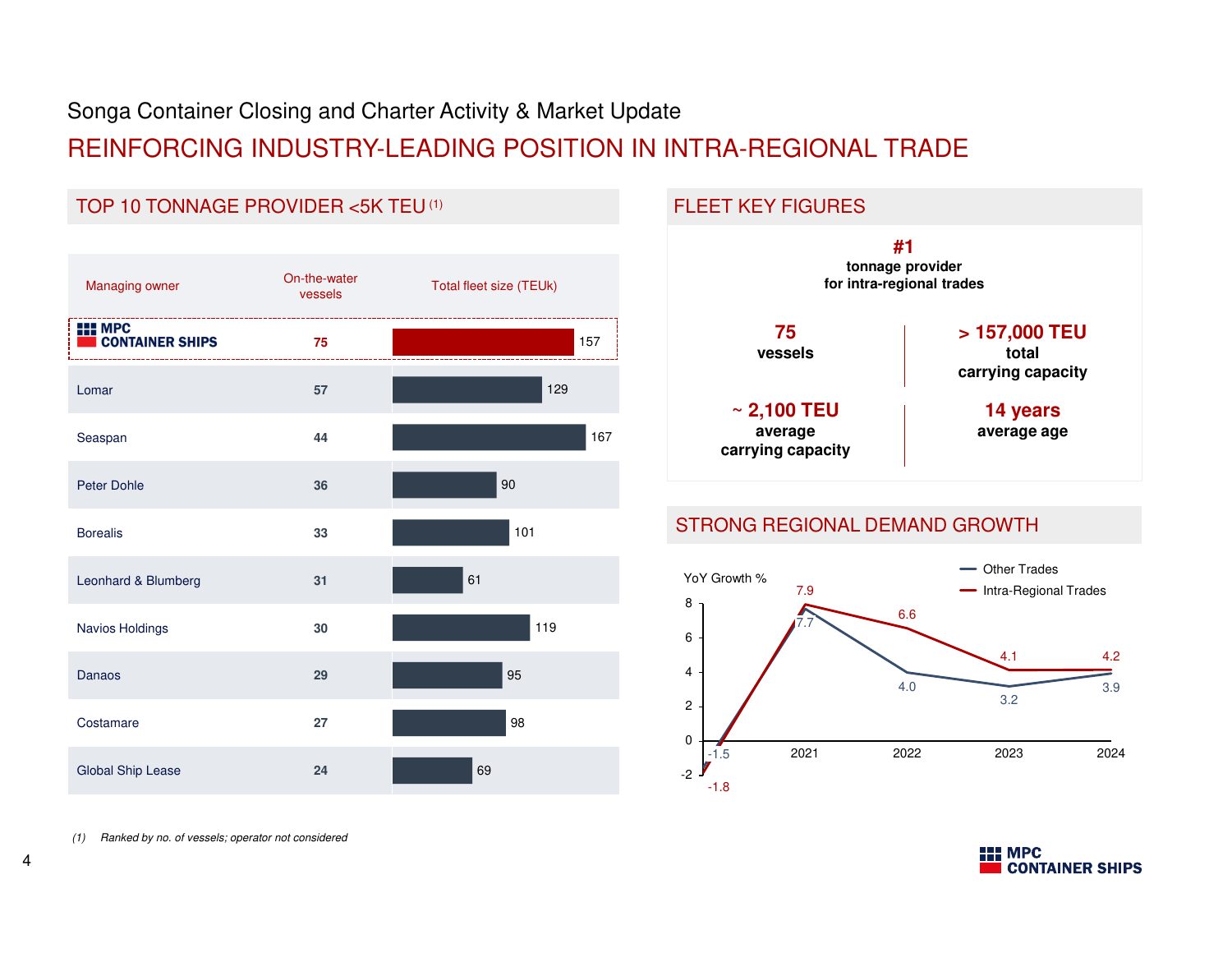Songa Container Closing and Charter Activity & Market Update

# REINFORCING INDUSTRY-LEADING POSITION IN INTRA-REGIONAL TRADE

## TOP 10 TONNAGE PROVIDER <5K TEU (1)

| Managing owner | On-the-water vessels | Total fleet size (TEUk) |
|---|---|---|
| MPC CONTAINER SHIPS | 75 | 157 |
| Lomar | 57 | 129 |
| Seaspan | 44 | 167 |
| Peter Dohle | 36 | 90 |
| Borealis | 33 | 101 |
| Leonhard & Blumberg | 31 | 61 |
| Navios Holdings | 30 | 119 |
| Danaos | 29 | 95 |
| Costamare | 27 | 98 |
| Global Ship Lease | 24 | 69 |

*(1) Ranked by no. of vessels; operator not considered*

## FLEET KEY FIGURES

**#1**
**tonnage provider for intra-regional trades**

**75**
**vessels**

**> 157,000 TEU**
**total carrying capacity**

**~ 2,100 TEU**
**average carrying capacity**

**14 years**
**average age**

## STRONG REGIONAL DEMAND GROWTH

YoY Growth %

| | 2020 | 2021 | 2022 | 2023 | 2024 |
|---|---|---|---|---|---|
| Other Trades | -1.5 | 7.7 | 4.0 | 3.2 | 3.9 |
| Intra-Regional Trades | -1.8 | 7.9 | 6.6 | 4.1 | 4.2 |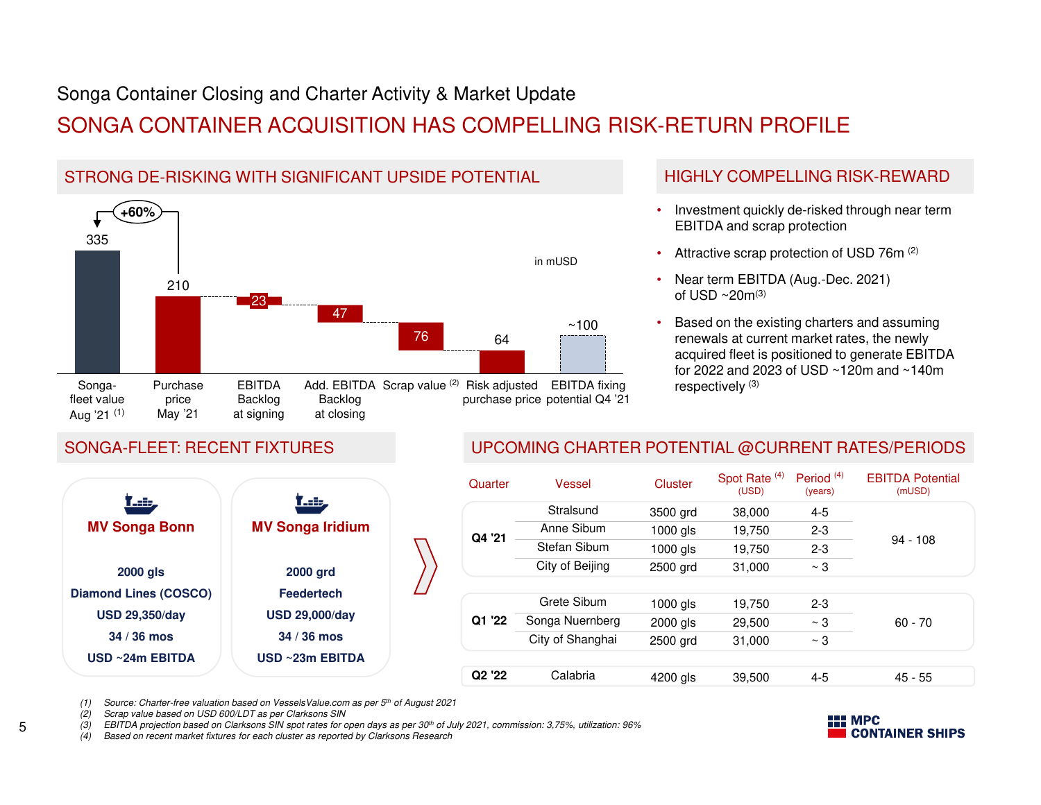Songa Container Closing and Charter Activity & Market Update

# SONGA CONTAINER ACQUISITION HAS COMPELLING RISK-RETURN PROFILE

## STRONG DE-RISKING WITH SIGNIFICANT UPSIDE POTENTIAL

in mUSD

| | Songa-fleet value Aug '21 (1) | Purchase price May '21 | EBITDA Backlog at signing | Add. EBITDA Backlog at closing | Scrap value (2) | Risk adjusted purchase price | EBITDA fixing potential Q4 '21 |
|---|---|---|---|---|---|---|---|
| Value | 335 | 210 | 23 | 47 | 76 | 64 | ~100 |

+60% (Songa-fleet value Aug '21 vs. Purchase price May '21)

## HIGHLY COMPELLING RISK-REWARD

- Investment quickly de-risked through near term EBITDA and scrap protection
- Attractive scrap protection of USD 76m (2)
- Near term EBITDA (Aug.-Dec. 2021) of USD ~20m(3)
- Based on the existing charters and assuming renewals at current market rates, the newly acquired fleet is positioned to generate EBITDA for 2022 and 2023 of USD ~120m and ~140m respectively (3)

## SONGA-FLEET: RECENT FIXTURES

**MV Songa Bonn**

**2000 gls**
**Diamond Lines (COSCO)**
**USD 29,350/day**
**34 / 36 mos**
**USD ~24m EBITDA**

**MV Songa Iridium**

**2000 grd**
**Feedertech**
**USD 29,000/day**
**34 / 36 mos**
**USD ~23m EBITDA**

## UPCOMING CHARTER POTENTIAL @CURRENT RATES/PERIODS

| Quarter | Vessel | Cluster | Spot Rate (4) (USD) | Period (4) (years) | EBITDA Potential (mUSD) |
|---|---|---|---|---|---|
| Q4 '21 | Stralsund | 3500 grd | 38,000 | 4-5 | 94 - 108 |
| | Anne Sibum | 1000 gls | 19,750 | 2-3 | |
| | Stefan Sibum | 1000 gls | 19,750 | 2-3 | |
| | City of Beijing | 2500 grd | 31,000 | ~ 3 | |
| Q1 '22 | Grete Sibum | 1000 gls | 19,750 | 2-3 | 60 - 70 |
| | Songa Nuernberg | 2000 gls | 29,500 | ~ 3 | |
| | City of Shanghai | 2500 grd | 31,000 | ~ 3 | |
| Q2 '22 | Calabria | 4200 gls | 39,500 | 4-5 | 45 - 55 |

*(1) Source: Charter-free valuation based on VesselsValue.com as per 5th of August 2021*
*(2) Scrap value based on USD 600/LDT as per Clarksons SIN*
*(3) EBITDA projection based on Clarksons SIN spot rates for open days as per 30th of July 2021, commission: 3,75%, utilization: 96%*
*(4) Based on recent market fixtures for each cluster as reported by Clarksons Research*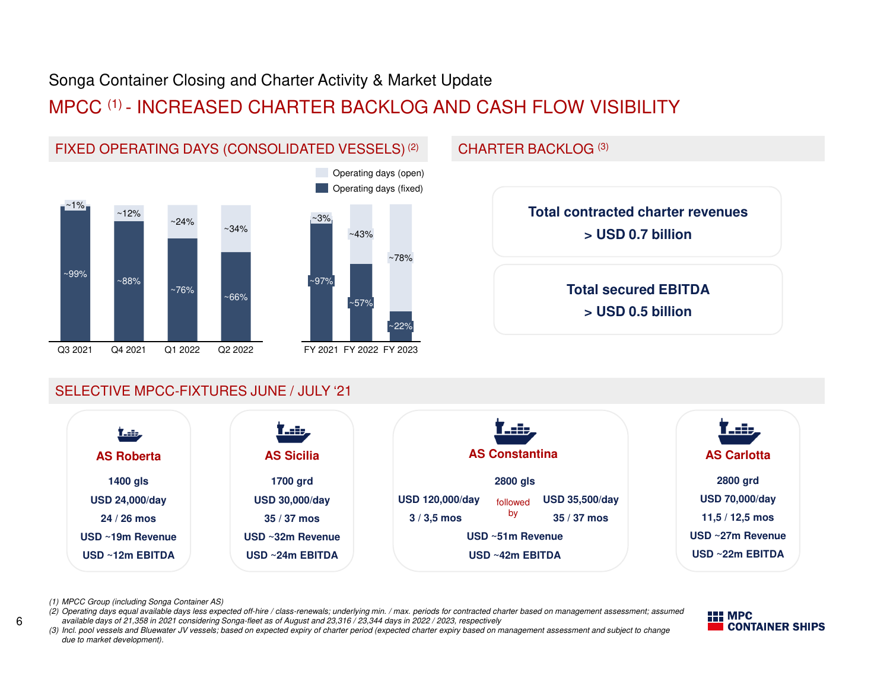Songa Container Closing and Charter Activity & Market Update

# MPCC [1] - INCREASED CHARTER BACKLOG AND CASH FLOW VISIBILITY

## FIXED OPERATING DAYS (CONSOLIDATED VESSELS) [2]

| | Q3 2021 | Q4 2021 | Q1 2022 | Q2 2022 | FY 2021 | FY 2022 | FY 2023 |
|---|---|---|---|---|---|---|---|
| Operating days (open) | ~1% | ~12% | ~24% | ~34% | ~3% | ~43% | ~78% |
| Operating days (fixed) | ~99% | ~88% | ~76% | ~66% | ~97% | ~57% | ~22% |

## CHARTER BACKLOG [3]

**Total contracted charter revenues > USD 0.7 billion**

**Total secured EBITDA > USD 0.5 billion**

## SELECTIVE MPCC-FIXTURES JUNE / JULY '21

**AS Roberta**
- 1400 gls
- USD 24,000/day
- 24 / 26 mos
- USD ~19m Revenue
- USD ~12m EBITDA

**AS Sicilia**
- 1700 grd
- USD 30,000/day
- 35 / 37 mos
- USD ~32m Revenue
- USD ~24m EBITDA

**AS Constantina**
- 2800 gls
- USD 120,000/day, 3 / 3,5 mos, followed by USD 35,500/day, 35 / 37 mos
- USD ~51m Revenue
- USD ~42m EBITDA

**AS Carlotta**
- 2800 grd
- USD 70,000/day
- 11,5 / 12,5 mos
- USD ~27m Revenue
- USD ~22m EBITDA

*(1) MPCC Group (including Songa Container AS)*
*(2) Operating days equal available days less expected off-hire / class-renewals; underlying min. / max. periods for contracted charter based on management assessment; assumed available days of 21,358 in 2021 considering Songa-fleet as of August and 23,316 / 23,344 days in 2022 / 2023, respectively*
*(3) Incl. pool vessels and Bluewater JV vessels; based on expected expiry of charter period (expected charter expiry based on management assessment and subject to change due to market development).*

MPC CONTAINER SHIPS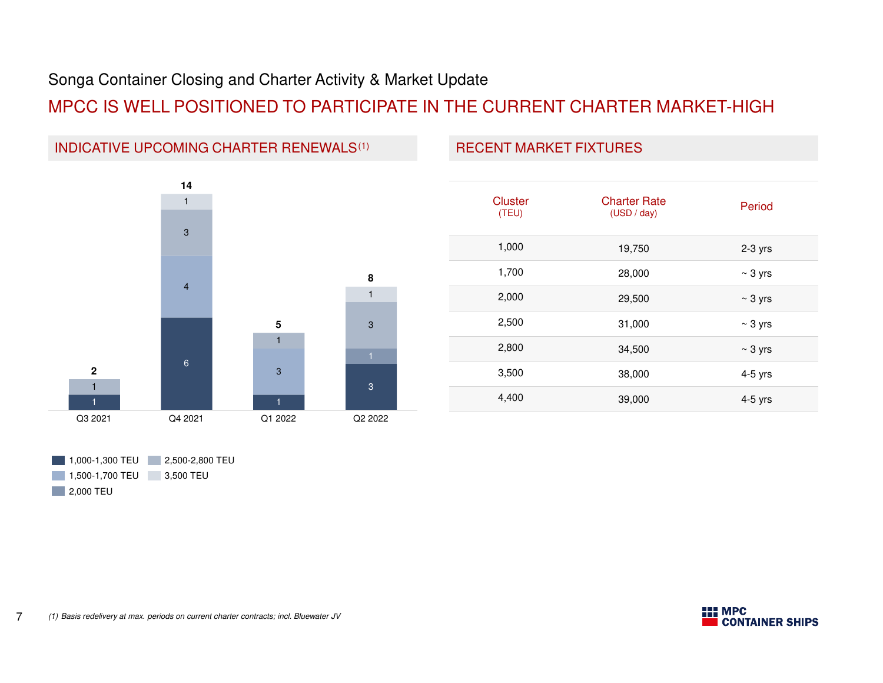Songa Container Closing and Charter Activity & Market Update

# MPCC IS WELL POSITIONED TO PARTICIPATE IN THE CURRENT CHARTER MARKET-HIGH

## INDICATIVE UPCOMING CHARTER RENEWALS[1]

| | Q3 2021 | Q4 2021 | Q1 2022 | Q2 2022 |
|---|---|---|---|---|
| 1,000-1,300 TEU | 1 | 6 | 1 | 3 |
| 1,500-1,700 TEU | | 4 | 3 | |
| 2,000 TEU | | | | 1 |
| 2,500-2,800 TEU | 1 | 3 | 1 | 3 |
| 3,500 TEU | | 1 | | 1 |
| **Total** | **2** | **14** | **5** | **8** |

## RECENT MARKET FIXTURES

| Cluster (TEU) | Charter Rate (USD / day) | Period |
|---|---|---|
| 1,000 | 19,750 | 2-3 yrs |
| 1,700 | 28,000 | ~ 3 yrs |
| 2,000 | 29,500 | ~ 3 yrs |
| 2,500 | 31,000 | ~ 3 yrs |
| 2,800 | 34,500 | ~ 3 yrs |
| 3,500 | 38,000 | 4-5 yrs |
| 4,400 | 39,000 | 4-5 yrs |

*(1) Basis redelivery at max. periods on current charter contracts; incl. Bluewater JV*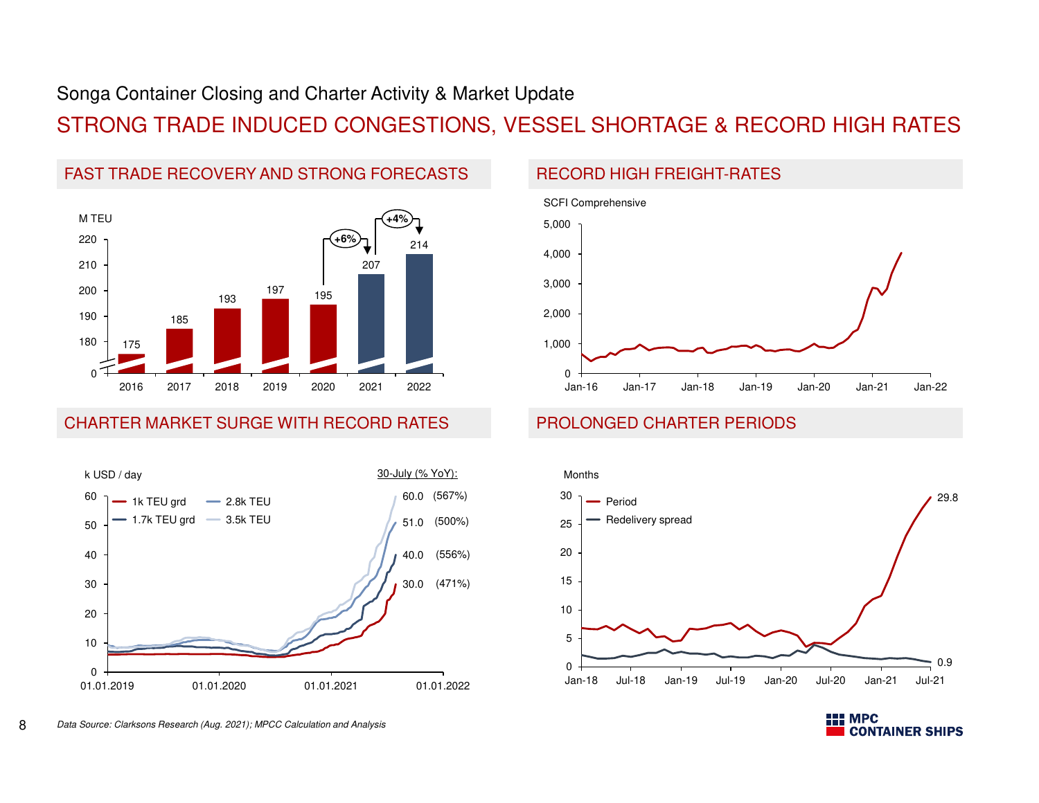Songa Container Closing and Charter Activity & Market Update

# STRONG TRADE INDUCED CONGESTIONS, VESSEL SHORTAGE & RECORD HIGH RATES

## FAST TRADE RECOVERY AND STRONG FORECASTS

M TEU

| Year | M TEU |
|---|---|
| 2016 | 175 |
| 2017 | 185 |
| 2018 | 193 |
| 2019 | 197 |
| 2020 | 195 |
| 2021 | 207 |
| 2022 | 214 |

+6% (2020 → 2021), +4% (2021 → 2022)

## RECORD HIGH FREIGHT-RATES

SCFI Comprehensive

## CHARTER MARKET SURGE WITH RECORD RATES

k USD / day

30-July (% YoY):

| Vessel | k USD / day | % YoY |
|---|---|---|
| 3.5k TEU | 60.0 | (567%) |
| 2.8k TEU | 51.0 | (500%) |
| 1.7k TEU grd | 40.0 | (556%) |
| 1k TEU grd | 30.0 | (471%) |

## PROLONGED CHARTER PERIODS

Months

- Period: 29.8
- Redelivery spread: 0.9

*Data Source: Clarksons Research (Aug. 2021); MPCC Calculation and Analysis*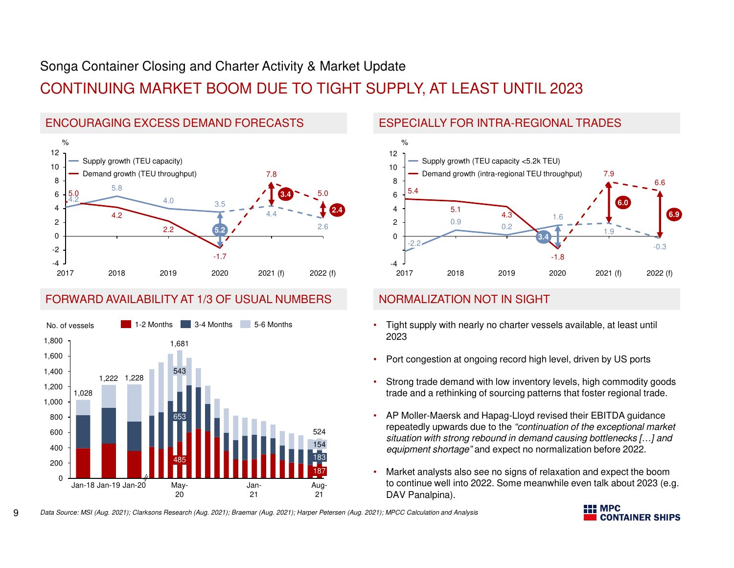Songa Container Closing and Charter Activity & Market Update

# CONTINUING MARKET BOOM DUE TO TIGHT SUPPLY, AT LEAST UNTIL 2023

## ENCOURAGING EXCESS DEMAND FORECASTS

| % | 2017 | 2018 | 2019 | 2020 | 2021 (f) | 2022 (f) |
|---|---|---|---|---|---|---|
| Supply growth (TEU capacity) | 4.2 | 5.8 | 4.0 | 3.5 | 4.4 | 2.6 |
| Demand growth (TEU throughput) | 5.0 | 4.2 | 2.2 | -1.7 | 7.8 | 5.0 |
| Gap | | | | 5.2 | 3.4 | 2.4 |

## ESPECIALLY FOR INTRA-REGIONAL TRADES

| % | 2017 | 2018 | 2019 | 2020 | 2021 (f) | 2022 (f) |
|---|---|---|---|---|---|---|
| Supply growth (TEU capacity <5.2k TEU) | -2.2 | 0.9 | 0.2 | 1.6 | 1.9 | -0.3 |
| Demand growth (intra-regional TEU throughput) | 5.4 | 5.1 | 4.3 | -1.8 | 7.9 | 6.6 |
| Gap | | | | 3.4 | 6.0 | 6.9 |

## FORWARD AVAILABILITY AT 1/3 OF USUAL NUMBERS

No. of vessels (1-2 Months, 3-4 Months, 5-6 Months)

| | Jan-18 | Jan-19 | Jan-20 | May-20 | Aug-21 |
|---|---|---|---|---|---|
| Total | 1,028 | 1,222 | 1,228 | 1,681 | 524 |
| 1-2 Months | | | | 485 | 187 |
| 3-4 Months | | | | 653 | 183 |
| 5-6 Months | | | | 543 | 154 |

## NORMALIZATION NOT IN SIGHT

- Tight supply with nearly no charter vessels available, at least until 2023
- Port congestion at ongoing record high level, driven by US ports
- Strong trade demand with low inventory levels, high commodity goods trade and a rethinking of sourcing patterns that foster regional trade.
- AP Moller-Maersk and Hapag-Lloyd revised their EBITDA guidance repeatedly upwards due to the *"continuation of the exceptional market situation with strong rebound in demand causing bottlenecks […] and equipment shortage"* and expect no normalization before 2022.
- Market analysts also see no signs of relaxation and expect the boom to continue well into 2022. Some meanwhile even talk about 2023 (e.g. DAV Panalpina).

*Data Source: MSI (Aug. 2021); Clarksons Research (Aug. 2021); Braemar (Aug. 2021); Harper Petersen (Aug. 2021); MPCC Calculation and Analysis*

MPC CONTAINER SHIPS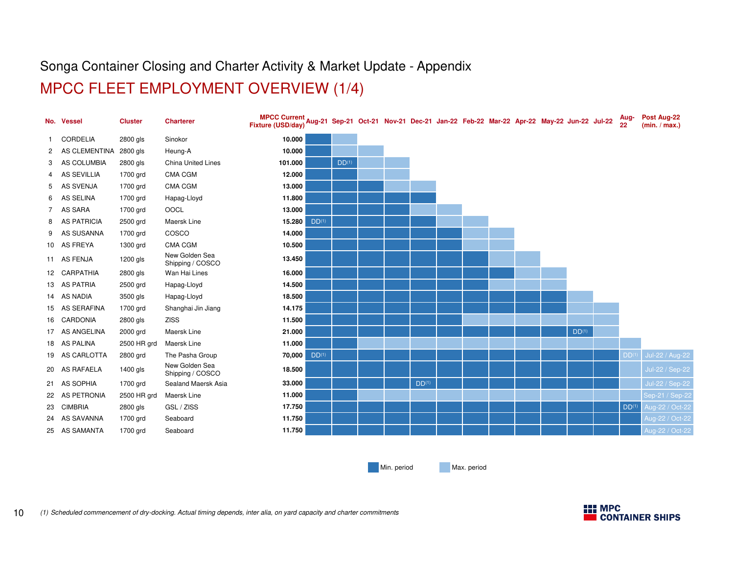Songa Container Closing and Charter Activity & Market Update - Appendix

# MPCC FLEET EMPLOYMENT OVERVIEW (1/4)

| No. | Vessel | Cluster | Charterer | MPCC Current Fixture (USD/day) | Aug-21 | Sep-21 | Oct-21 | Nov-21 | Dec-21 | Jan-22 | Feb-22 | Mar-22 | Apr-22 | May-22 | Jun-22 | Jul-22 | Aug-22 | Post Aug-22 (min. / max.) |
|---|---|---|---|---|---|---|---|---|---|---|---|---|---|---|---|---|---|---|
| 1 | CORDELIA | 2800 gls | Sinokor | 10.000 | | | | | | | | | | | | | | |
| 2 | AS CLEMENTINA | 2800 gls | Heung-A | 10.000 | | | | | | | | | | | | | | |
| 3 | AS COLUMBIA | 2800 gls | China United Lines | 101.000 | | DD[1] | | | | | | | | | | | | |
| 4 | AS SEVILLIA | 1700 grd | CMA CGM | 12.000 | | | | | | | | | | | | | | |
| 5 | AS SVENJA | 1700 grd | CMA CGM | 13.000 | | | | | | | | | | | | | | |
| 6 | AS SELINA | 1700 grd | Hapag-Lloyd | 11.800 | | | | | | | | | | | | | | |
| 7 | AS SARA | 1700 grd | OOCL | 13.000 | | | | | | | | | | | | | | |
| 8 | AS PATRICIA | 2500 grd | Maersk Line | 15.280 | DD[1] | | | | | | | | | | | | | |
| 9 | AS SUSANNA | 1700 grd | COSCO | 14.000 | | | | | | | | | | | | | | |
| 10 | AS FREYA | 1300 grd | CMA CGM | 10.500 | | | | | | | | | | | | | | |
| 11 | AS FENJA | 1200 gls | New Golden Sea Shipping / COSCO | 13.450 | | | | | | | | | | | | | | |
| 12 | CARPATHIA | 2800 gls | Wan Hai Lines | 16.000 | | | | | | | | | | | | | | |
| 13 | AS PATRIA | 2500 grd | Hapag-Lloyd | 14.500 | | | | | | | | | | | | | | |
| 14 | AS NADIA | 3500 gls | Hapag-Lloyd | 18.500 | | | | | | | | | | | | | | |
| 15 | AS SERAFINA | 1700 grd | Shanghai Jin Jiang | 14.175 | | | | | | | | | | | | | | |
| 16 | CARDONIA | 2800 gls | ZISS | 11.500 | | | | | | | | | | | | | | |
| 17 | AS ANGELINA | 2000 grd | Maersk Line | 21.000 | | | | | | | | | | | DD[1] | | | |
| 18 | AS PALINA | 2500 HR grd | Maersk Line | 11.000 | | | | | | | | | | | | | | |
| 19 | AS CARLOTTA | 2800 grd | The Pasha Group | 70,000 | DD[1] | | | | | | | | | | | | DD[1] | Jul-22 / Aug-22 |
| 20 | AS RAFAELA | 1400 gls | New Golden Sea Shipping / COSCO | 18.500 | | | | | | | | | | | | | | Jul-22 / Sep-22 |
| 21 | AS SOPHIA | 1700 grd | Sealand Maersk Asia | 33.000 | | | | | DD[1] | | | | | | | | | Jul-22 / Sep-22 |
| 22 | AS PETRONIA | 2500 HR grd | Maersk Line | 11.000 | | | | | | | | | | | | | | Sep-21 / Sep-22 |
| 23 | CIMBRIA | 2800 gls | GSL / ZISS | 17.750 | | | | | | | | | | | | | DD[1] | Aug-22 / Oct-22 |
| 24 | AS SAVANNA | 1700 grd | Seaboard | 11.750 | | | | | | | | | | | | | | Aug-22 / Oct-22 |
| 25 | AS SAMANTA | 1700 grd | Seaboard | 11.750 | | | | | | | | | | | | | | Aug-22 / Oct-22 |

Min. period | Max. period

*(1) Scheduled commencement of dry-docking. Actual timing depends, inter alia, on yard capacity and charter commitments*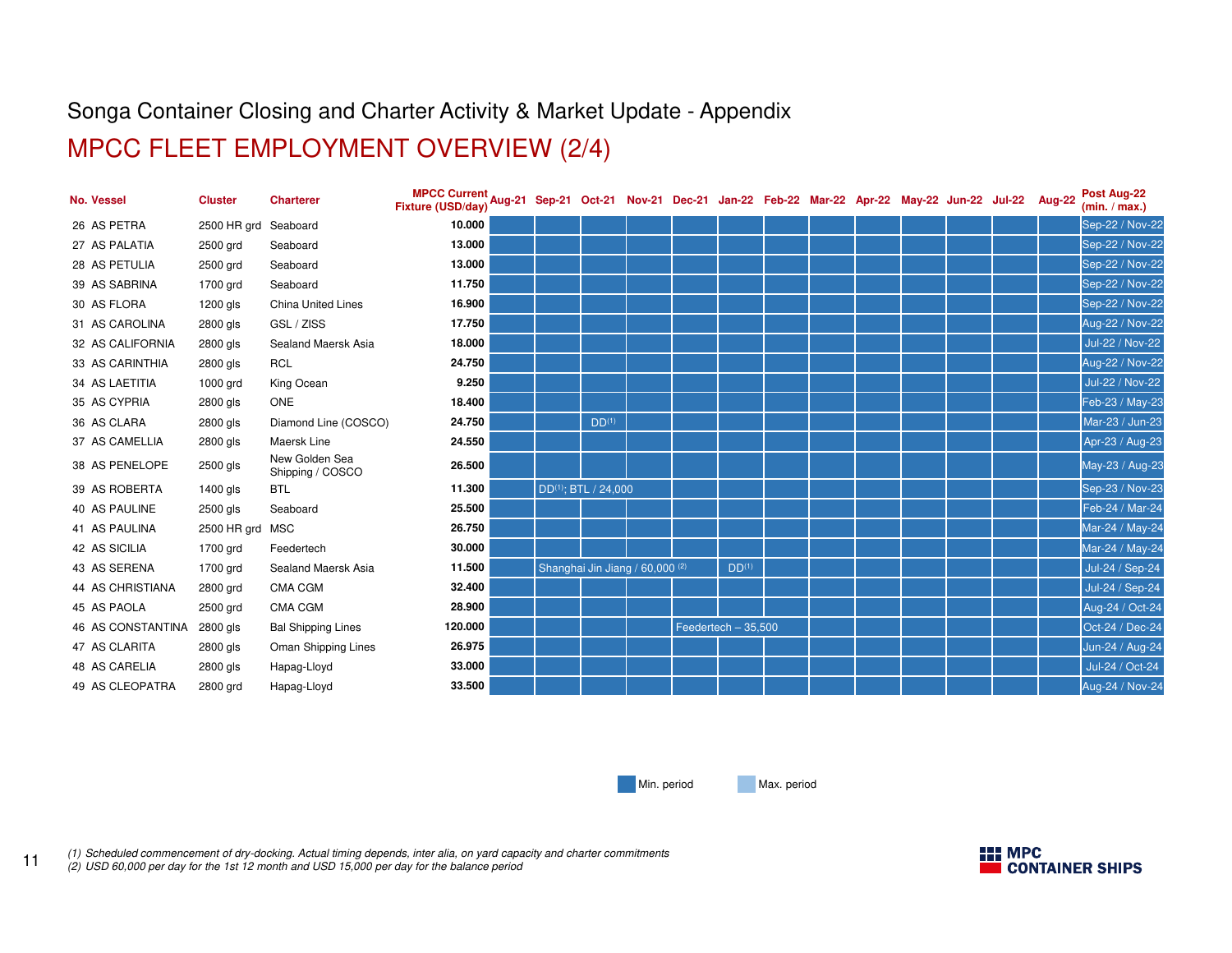Songa Container Closing and Charter Activity & Market Update - Appendix

# MPCC FLEET EMPLOYMENT OVERVIEW (2/4)

| No. | Vessel | Cluster | Charterer | MPCC Current Fixture (USD/day) | Aug-21 | Sep-21 | Oct-21 | Nov-21 | Dec-21 | Jan-22 | Feb-22 | Mar-22 | Apr-22 | May-22 | Jun-22 | Jul-22 | Aug-22 | Post Aug-22 (min. / max.) |
|---|---|---|---|---|---|---|---|---|---|---|---|---|---|---|---|---|---|---|
| 26 | AS PETRA | 2500 HR grd | Seaboard | 10.000 | | | | | | | | | | | | | | Sep-22 / Nov-22 |
| 27 | AS PALATIA | 2500 grd | Seaboard | 13.000 | | | | | | | | | | | | | | Sep-22 / Nov-22 |
| 28 | AS PETULIA | 2500 grd | Seaboard | 13.000 | | | | | | | | | | | | | | Sep-22 / Nov-22 |
| 39 | AS SABRINA | 1700 grd | Seaboard | 11.750 | | | | | | | | | | | | | | Sep-22 / Nov-22 |
| 30 | AS FLORA | 1200 gls | China United Lines | 16.900 | | | | | | | | | | | | | | Sep-22 / Nov-22 |
| 31 | AS CAROLINA | 2800 gls | GSL / ZISS | 17.750 | | | | | | | | | | | | | | Aug-22 / Nov-22 |
| 32 | AS CALIFORNIA | 2800 gls | Sealand Maersk Asia | 18.000 | | | | | | | | | | | | | | Jul-22 / Nov-22 |
| 33 | AS CARINTHIA | 2800 gls | RCL | 24.750 | | | | | | | | | | | | | | Aug-22 / Nov-22 |
| 34 | AS LAETITIA | 1000 grd | King Ocean | 9.250 | | | | | | | | | | | | | | Jul-22 / Nov-22 |
| 35 | AS CYPRIA | 2800 gls | ONE | 18.400 | | | | | | | | | | | | | | Feb-23 / May-23 |
| 36 | AS CLARA | 2800 gls | Diamond Line (COSCO) | 24.750 | | | DD[1] | | | | | | | | | | | Mar-23 / Jun-23 |
| 37 | AS CAMELLIA | 2800 gls | Maersk Line | 24.550 | | | | | | | | | | | | | | Apr-23 / Aug-23 |
| 38 | AS PENELOPE | 2500 gls | New Golden Sea Shipping / COSCO | 26.500 | | | | | | | | | | | | | | May-23 / Aug-23 |
| 39 | AS ROBERTA | 1400 gls | BTL | 11.300 | | DD[1]; BTL / 24,000 | | | | | | | | | | | | Sep-23 / Nov-23 |
| 40 | AS PAULINE | 2500 gls | Seaboard | 25.500 | | | | | | | | | | | | | | Feb-24 / Mar-24 |
| 41 | AS PAULINA | 2500 HR grd | MSC | 26.750 | | | | | | | | | | | | | | Mar-24 / May-24 |
| 42 | AS SICILIA | 1700 grd | Feedertech | 30.000 | | | | | | | | | | | | | | Mar-24 / May-24 |
| 43 | AS SERENA | 1700 grd | Sealand Maersk Asia | 11.500 | | Shanghai Jin Jiang / 60,000 [2] | | | | DD[1] | | | | | | | | Jul-24 / Sep-24 |
| 44 | AS CHRISTIANA | 2800 grd | CMA CGM | 32.400 | | | | | | | | | | | | | | Jul-24 / Sep-24 |
| 45 | AS PAOLA | 2500 grd | CMA CGM | 28.900 | | | | | | | | | | | | | | Aug-24 / Oct-24 |
| 46 | AS CONSTANTINA | 2800 gls | Bal Shipping Lines | 120.000 | | | | | Feedertech – 35,500 | | | | | | | | | Oct-24 / Dec-24 |
| 47 | AS CLARITA | 2800 gls | Oman Shipping Lines | 26.975 | | | | | | | | | | | | | | Jun-24 / Aug-24 |
| 48 | AS CARELIA | 2800 gls | Hapag-Lloyd | 33.000 | | | | | | | | | | | | | | Jul-24 / Oct-24 |
| 49 | AS CLEOPATRA | 2800 grd | Hapag-Lloyd | 33.500 | | | | | | | | | | | | | | Aug-24 / Nov-24 |

Min. period · Max. period

*(1) Scheduled commencement of dry-docking. Actual timing depends, inter alia, on yard capacity and charter commitments*
*(2) USD 60,000 per day for the 1st 12 month and USD 15,000 per day for the balance period*

MPC CONTAINER SHIPS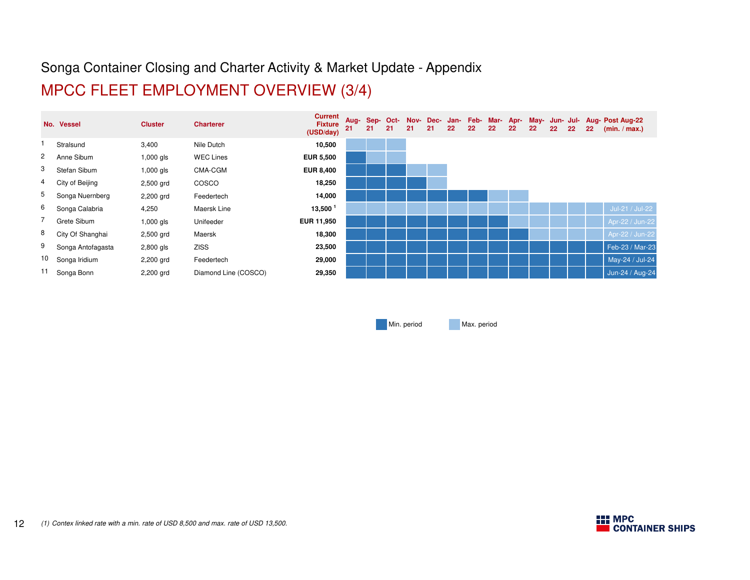Songa Container Closing and Charter Activity & Market Update - Appendix

# MPCC FLEET EMPLOYMENT OVERVIEW (3/4)

| No. | Vessel | Cluster | Charterer | Current Fixture (USD/day) | Aug-21 | Sep-21 | Oct-21 | Nov-21 | Dec-21 | Jan-22 | Feb-22 | Mar-22 | Apr-22 | May-22 | Jun-22 | Jul-22 | Aug-22 | Post Aug-22 (min. / max.) |
|---|---|---|---|---|---|---|---|---|---|---|---|---|---|---|---|---|---|---|
| 1 | Stralsund | 3,400 | Nile Dutch | 10,500 | Max. | Max. | Max. | | | | | | | | | | | |
| 2 | Anne Sibum | 1,000 gls | WEC Lines | EUR 5,500 | Min. | Max. | Max. | | | | | | | | | | | |
| 3 | Stefan Sibum | 1,000 gls | CMA-CGM | EUR 8,400 | Min. | Min. | Min. | Max. | Max. | | | | | | | | | |
| 4 | City of Beijing | 2,500 grd | COSCO | 18,250 | Min. | Min. | Min. | Min. | Max. | | | | | | | | | |
| 5 | Songa Nuernberg | 2,200 grd | Feedertech | 14,000 | Min. | Min. | Min. | Min. | Min. | Min. | Min. | Max. | Max. | | | | | |
| 6 | Songa Calabria | 4,250 | Maersk Line | 13,500 [1] | Max. | Max. | Max. | Max. | Max. | Max. | Max. | Max. | Max. | Max. | Max. | Max. | Max. | Jul-21 / Jul-22 |
| 7 | Grete Sibum | 1,000 gls | Unifeeder | EUR 11,950 | Min. | Min. | Min. | Min. | Min. | Min. | Min. | Min. | Max. | Max. | Max. | Max. | Max. | Apr-22 / Jun-22 |
| 8 | City Of Shanghai | 2,500 grd | Maersk | 18,300 | Min. | Min. | Min. | Min. | Min. | Min. | Min. | Min. | Min. | Max. | Max. | Max. | Max. | Apr-22 / Jun-22 |
| 9 | Songa Antofagasta | 2,800 gls | ZISS | 23,500 | Min. | Min. | Min. | Min. | Min. | Min. | Min. | Min. | Min. | Min. | Min. | Min. | Min. | Feb-23 / Mar-23 |
| 10 | Songa Iridium | 2,200 grd | Feedertech | 29,000 | Min. | Min. | Min. | Min. | Min. | Min. | Min. | Min. | Min. | Min. | Min. | Min. | Min. | May-24 / Jul-24 |
| 11 | Songa Bonn | 2,200 grd | Diamond Line (COSCO) | 29,350 | Min. | Min. | Min. | Min. | Min. | Min. | Min. | Min. | Min. | Min. | Min. | Min. | Min. | Jun-24 / Aug-24 |

Min. period | Max. period

*(1) Contex linked rate with a min. rate of USD 8,500 and max. rate of USD 13,500.*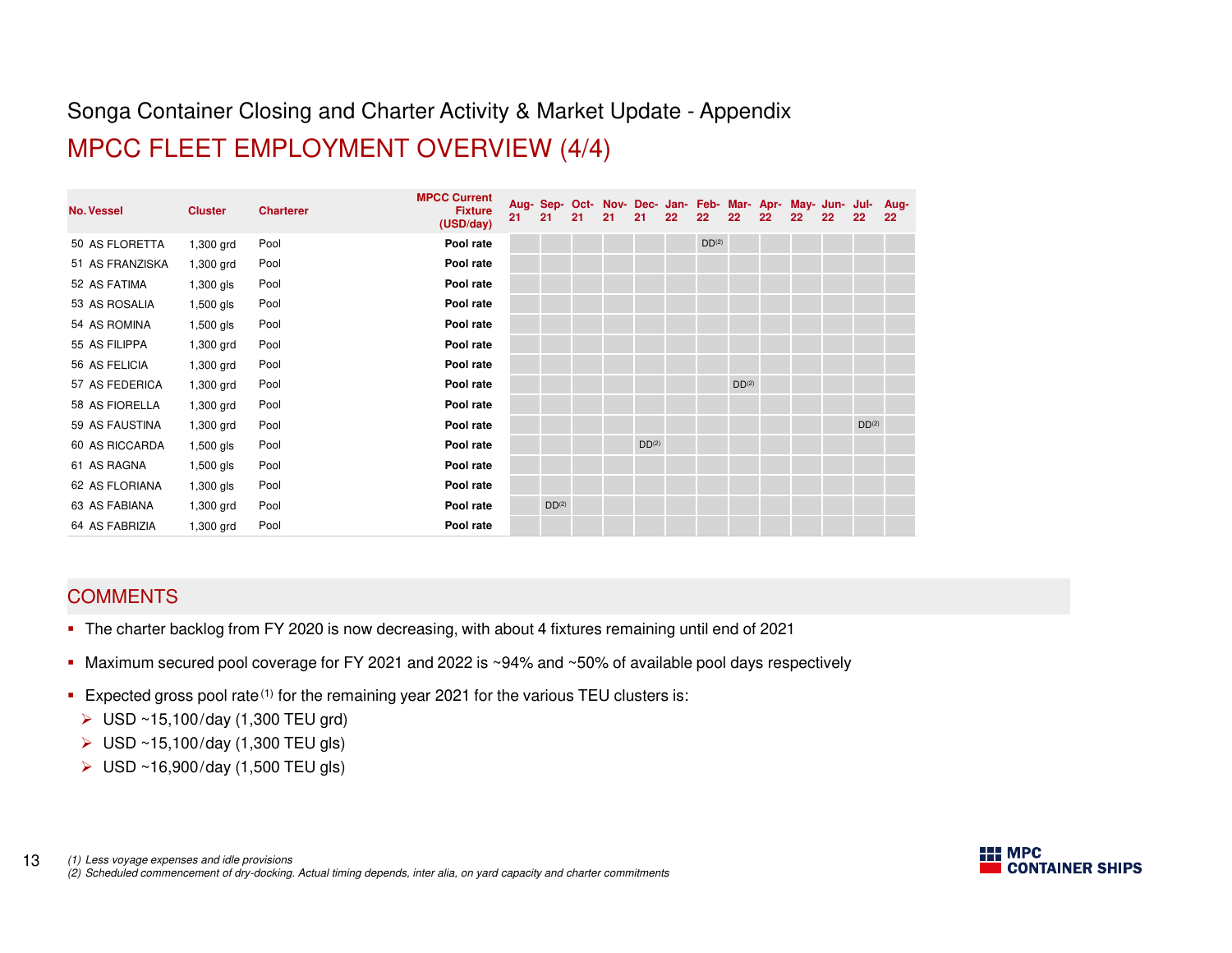# Songa Container Closing and Charter Activity & Market Update - Appendix

## MPCC FLEET EMPLOYMENT OVERVIEW (4/4)

| No. | Vessel | Cluster | Charterer | MPCC Current Fixture (USD/day) | Aug-21 | Sep-21 | Oct-21 | Nov-21 | Dec-21 | Jan-22 | Feb-22 | Mar-22 | Apr-22 | May-22 | Jun-22 | Jul-22 | Aug-22 |
|---|---|---|---|---|---|---|---|---|---|---|---|---|---|---|---|---|---|
| 50 | AS FLORETTA | 1,300 grd | Pool | **Pool rate** | | | | | | | DD[2] | | | | | | |
| 51 | AS FRANZISKA | 1,300 grd | Pool | **Pool rate** | | | | | | | | | | | | | |
| 52 | AS FATIMA | 1,300 gls | Pool | **Pool rate** | | | | | | | | | | | | | |
| 53 | AS ROSALIA | 1,500 gls | Pool | **Pool rate** | | | | | | | | | | | | | |
| 54 | AS ROMINA | 1,500 gls | Pool | **Pool rate** | | | | | | | | | | | | | |
| 55 | AS FILIPPA | 1,300 grd | Pool | **Pool rate** | | | | | | | | | | | | | |
| 56 | AS FELICIA | 1,300 grd | Pool | **Pool rate** | | | | | | | | | | | | | |
| 57 | AS FEDERICA | 1,300 grd | Pool | **Pool rate** | | | | | | | | DD[2] | | | | | |
| 58 | AS FIORELLA | 1,300 grd | Pool | **Pool rate** | | | | | | | | | | | | | |
| 59 | AS FAUSTINA | 1,300 grd | Pool | **Pool rate** | | | | | | | | | | | | DD[2] | |
| 60 | AS RICCARDA | 1,500 gls | Pool | **Pool rate** | | | | | DD[2] | | | | | | | | |
| 61 | AS RAGNA | 1,500 gls | Pool | **Pool rate** | | | | | | | | | | | | | |
| 62 | AS FLORIANA | 1,300 gls | Pool | **Pool rate** | | | | | | | | | | | | | |
| 63 | AS FABIANA | 1,300 grd | Pool | **Pool rate** | | DD[2] | | | | | | | | | | | |
| 64 | AS FABRIZIA | 1,300 grd | Pool | **Pool rate** | | | | | | | | | | | | | |

## COMMENTS

- The charter backlog from FY 2020 is now decreasing, with about 4 fixtures remaining until end of 2021
- Maximum secured pool coverage for FY 2021 and 2022 is ~94% and ~50% of available pool days respectively
- Expected gross pool rate[1] for the remaining year 2021 for the various TEU clusters is:
  - USD ~15,100/day (1,300 TEU grd)
  - USD ~15,100/day (1,300 TEU gls)
  - USD ~16,900/day (1,500 TEU gls)

*(1) Less voyage expenses and idle provisions*
*(2) Scheduled commencement of dry-docking. Actual timing depends, inter alia, on yard capacity and charter commitments*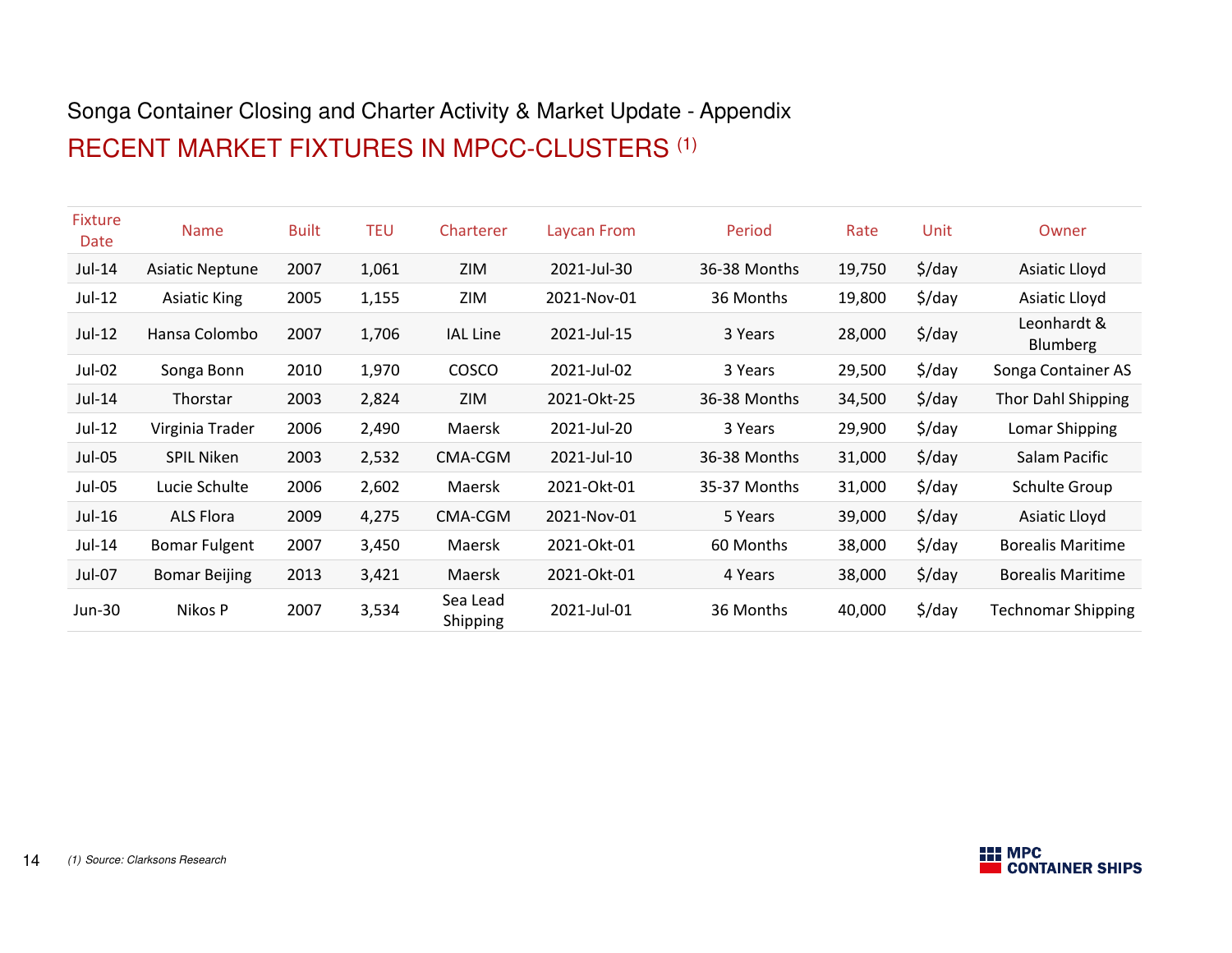Songa Container Closing and Charter Activity & Market Update - Appendix

# RECENT MARKET FIXTURES IN MPCC-CLUSTERS [1]

| Fixture Date | Name | Built | TEU | Charterer | Laycan From | Period | Rate | Unit | Owner |
|---|---|---|---|---|---|---|---|---|---|
| Jul-14 | Asiatic Neptune | 2007 | 1,061 | ZIM | 2021-Jul-30 | 36-38 Months | 19,750 | $/day | Asiatic Lloyd |
| Jul-12 | Asiatic King | 2005 | 1,155 | ZIM | 2021-Nov-01 | 36 Months | 19,800 | $/day | Asiatic Lloyd |
| Jul-12 | Hansa Colombo | 2007 | 1,706 | IAL Line | 2021-Jul-15 | 3 Years | 28,000 | $/day | Leonhardt & Blumberg |
| Jul-02 | Songa Bonn | 2010 | 1,970 | COSCO | 2021-Jul-02 | 3 Years | 29,500 | $/day | Songa Container AS |
| Jul-14 | Thorstar | 2003 | 2,824 | ZIM | 2021-Okt-25 | 36-38 Months | 34,500 | $/day | Thor Dahl Shipping |
| Jul-12 | Virginia Trader | 2006 | 2,490 | Maersk | 2021-Jul-20 | 3 Years | 29,900 | $/day | Lomar Shipping |
| Jul-05 | SPIL Niken | 2003 | 2,532 | CMA-CGM | 2021-Jul-10 | 36-38 Months | 31,000 | $/day | Salam Pacific |
| Jul-05 | Lucie Schulte | 2006 | 2,602 | Maersk | 2021-Okt-01 | 35-37 Months | 31,000 | $/day | Schulte Group |
| Jul-16 | ALS Flora | 2009 | 4,275 | CMA-CGM | 2021-Nov-01 | 5 Years | 39,000 | $/day | Asiatic Lloyd |
| Jul-14 | Bomar Fulgent | 2007 | 3,450 | Maersk | 2021-Okt-01 | 60 Months | 38,000 | $/day | Borealis Maritime |
| Jul-07 | Bomar Beijing | 2013 | 3,421 | Maersk | 2021-Okt-01 | 4 Years | 38,000 | $/day | Borealis Maritime |
| Jun-30 | Nikos P | 2007 | 3,534 | Sea Lead Shipping | 2021-Jul-01 | 36 Months | 40,000 | $/day | Technomar Shipping |

*(1) Source: Clarksons Research*